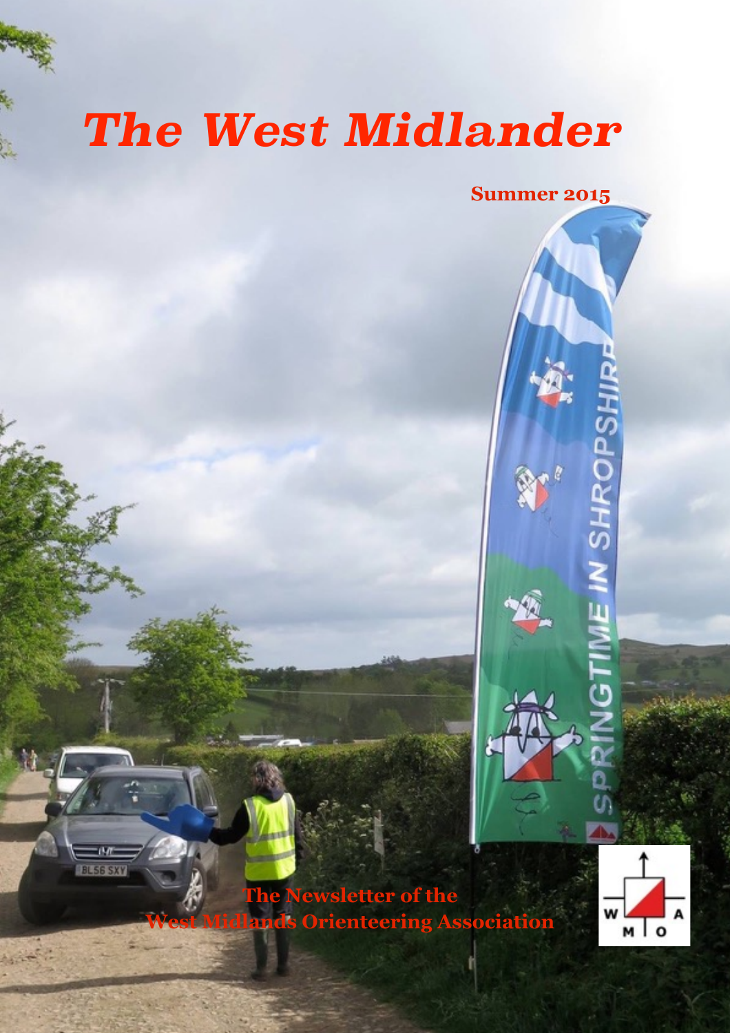# The West Midlander

**Summer 2015**

**The Newsletter of the West Midlands Orienteering Association**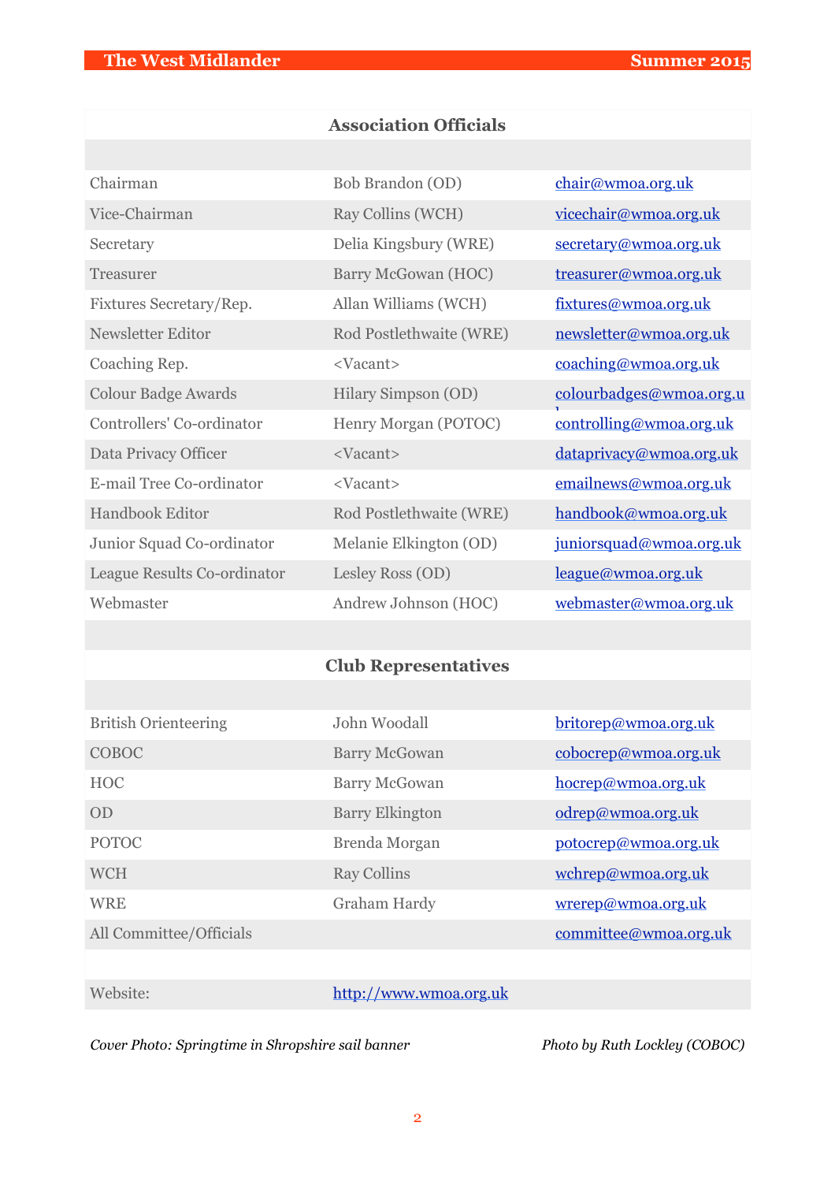## Association Officials

| | | |
|---|---|---|
| Chairman | Bob Brandon (OD) | chair@wmoa.org.uk |
| Vice-Chairman | Ray Collins (WCH) | vicechair@wmoa.org.uk |
| Secretary | Delia Kingsbury (WRE) | secretary@wmoa.org.uk |
| Treasurer | Barry McGowan (HOC) | treasurer@wmoa.org.uk |
| Fixtures Secretary/Rep. | Allan Williams (WCH) | fixtures@wmoa.org.uk |
| Newsletter Editor | Rod Postlethwaite (WRE) | newsletter@wmoa.org.uk |
| Coaching Rep. | <Vacant> | coaching@wmoa.org.uk |
| Colour Badge Awards | Hilary Simpson (OD) | colourbadges@wmoa.org.uk |
| Controllers' Co-ordinator | Henry Morgan (POTOC) | controlling@wmoa.org.uk |
| Data Privacy Officer | <Vacant> | dataprivacy@wmoa.org.uk |
| E-mail Tree Co-ordinator | <Vacant> | emailnews@wmoa.org.uk |
| Handbook Editor | Rod Postlethwaite (WRE) | handbook@wmoa.org.uk |
| Junior Squad Co-ordinator | Melanie Elkington (OD) | juniorsquad@wmoa.org.uk |
| League Results Co-ordinator | Lesley Ross (OD) | league@wmoa.org.uk |
| Webmaster | Andrew Johnson (HOC) | webmaster@wmoa.org.uk |

## Club Representatives

| | | |
|---|---|---|
| British Orienteering | John Woodall | britorep@wmoa.org.uk |
| COBOC | Barry McGowan | cobocrep@wmoa.org.uk |
| HOC | Barry McGowan | hocrep@wmoa.org.uk |
| OD | Barry Elkington | odrep@wmoa.org.uk |
| POTOC | Brenda Morgan | potocrep@wmoa.org.uk |
| WCH | Ray Collins | wchrep@wmoa.org.uk |
| WRE | Graham Hardy | wrerep@wmoa.org.uk |
| All Committee/Officials | | committee@wmoa.org.uk |
| | | |
| Website: | http://www.wmoa.org.uk | |

*Cover Photo: Springtime in Shropshire sail banner* *Photo by Ruth Lockley (COBOC)*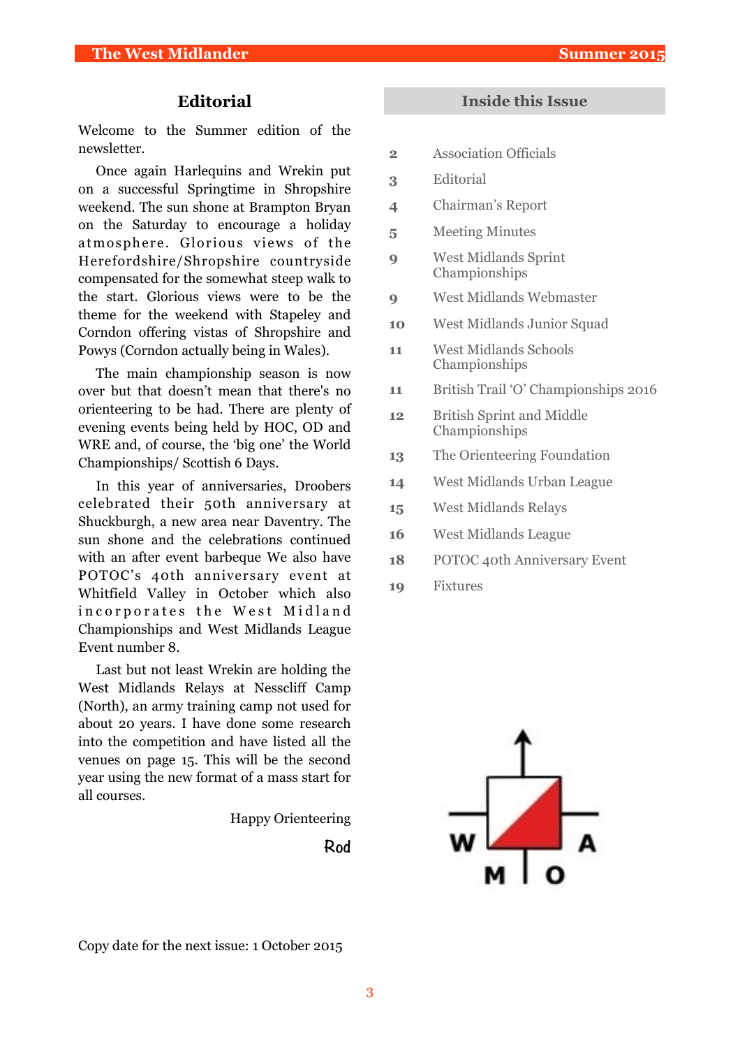## Editorial

Welcome to the Summer edition of the newsletter.

Once again Harlequins and Wrekin put on a successful Springtime in Shropshire weekend. The sun shone at Brampton Bryan on the Saturday to encourage a holiday atmosphere. Glorious views of the Herefordshire/Shropshire countryside compensated for the somewhat steep walk to the start. Glorious views were to be the theme for the weekend with Stapeley and Corndon offering vistas of Shropshire and Powys (Corndon actually being in Wales).

The main championship season is now over but that doesn't mean that there's no orienteering to be had. There are plenty of evening events being held by HOC, OD and WRE and, of course, the 'big one' the World Championships/ Scottish 6 Days.

In this year of anniversaries, Droobers celebrated their 50th anniversary at Shuckburgh, a new area near Daventry. The sun shone and the celebrations continued with an after event barbeque We also have POTOC's 40th anniversary event at Whitfield Valley in October which also incorporates the West Midland Championships and West Midlands League Event number 8.

Last but not least Wrekin are holding the West Midlands Relays at Nesscliff Camp (North), an army training camp not used for about 20 years. I have done some research into the competition and have listed all the venues on page 15. This will be the second year using the new format of a mass start for all courses.

Happy Orienteering

Rod

Copy date for the next issue: 1 October 2015

## Inside this Issue

| | |
|---|---|
| 2 | Association Officials |
| 3 | Editorial |
| 4 | Chairman's Report |
| 5 | Meeting Minutes |
| 9 | West Midlands Sprint Championships |
| 9 | West Midlands Webmaster |
| 10 | West Midlands Junior Squad |
| 11 | West Midlands Schools Championships |
| 11 | British Trail 'O' Championships 2016 |
| 12 | British Sprint and Middle Championships |
| 13 | The Orienteering Foundation |
| 14 | West Midlands Urban League |
| 15 | West Midlands Relays |
| 16 | West Midlands League |
| 18 | POTOC 40th Anniversary Event |
| 19 | Fixtures |

W M O A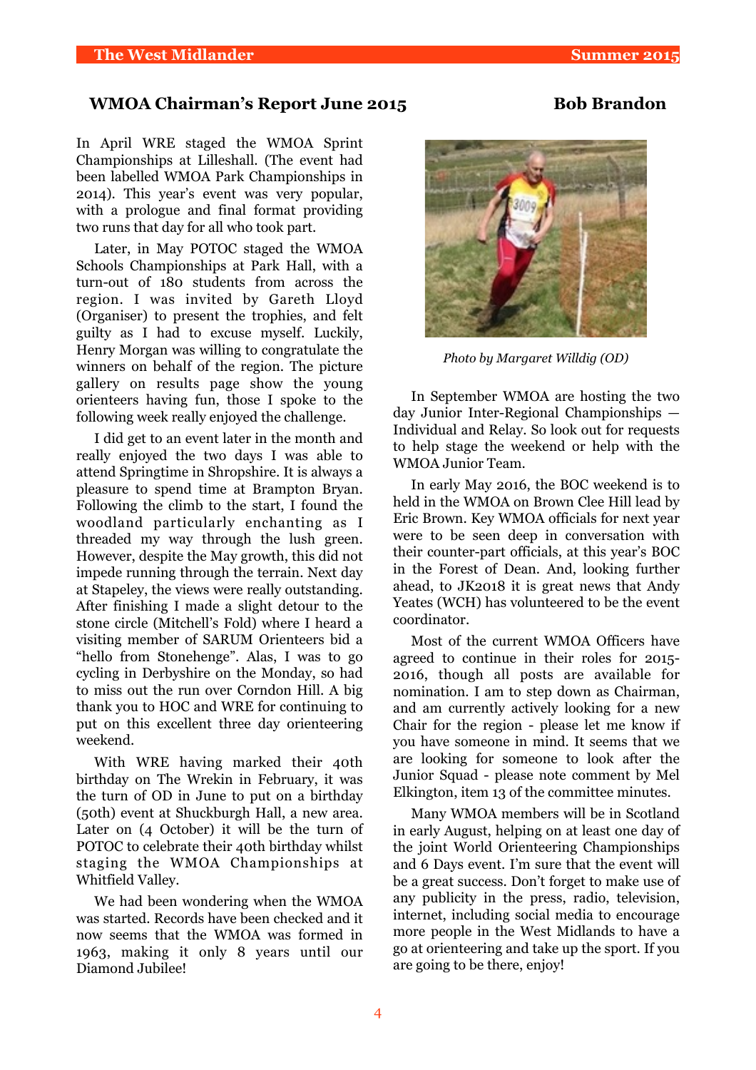## WMOA Chairman's Report June 2015 — Bob Brandon

In April WRE staged the WMOA Sprint Championships at Lilleshall. (The event had been labelled WMOA Park Championships in 2014). This year's event was very popular, with a prologue and final format providing two runs that day for all who took part.

Later, in May POTOC staged the WMOA Schools Championships at Park Hall, with a turn-out of 180 students from across the region. I was invited by Gareth Lloyd (Organiser) to present the trophies, and felt guilty as I had to excuse myself. Luckily, Henry Morgan was willing to congratulate the winners on behalf of the region. The picture gallery on results page show the young orienteers having fun, those I spoke to the following week really enjoyed the challenge.

I did get to an event later in the month and really enjoyed the two days I was able to attend Springtime in Shropshire. It is always a pleasure to spend time at Brampton Bryan. Following the climb to the start, I found the woodland particularly enchanting as I threaded my way through the lush green. However, despite the May growth, this did not impede running through the terrain. Next day at Stapeley, the views were really outstanding. After finishing I made a slight detour to the stone circle (Mitchell's Fold) where I heard a visiting member of SARUM Orienteers bid a "hello from Stonehenge". Alas, I was to go cycling in Derbyshire on the Monday, so had to miss out the run over Corndon Hill. A big thank you to HOC and WRE for continuing to put on this excellent three day orienteering weekend.

With WRE having marked their 40th birthday on The Wrekin in February, it was the turn of OD in June to put on a birthday (50th) event at Shuckburgh Hall, a new area. Later on (4 October) it will be the turn of POTOC to celebrate their 40th birthday whilst staging the WMOA Championships at Whitfield Valley.

We had been wondering when the WMOA was started. Records have been checked and it now seems that the WMOA was formed in 1963, making it only 8 years until our Diamond Jubilee!

*Photo by Margaret Willdig (OD)*

In September WMOA are hosting the two day Junior Inter-Regional Championships — Individual and Relay. So look out for requests to help stage the weekend or help with the WMOA Junior Team.

In early May 2016, the BOC weekend is to held in the WMOA on Brown Clee Hill lead by Eric Brown. Key WMOA officials for next year were to be seen deep in conversation with their counter-part officials, at this year's BOC in the Forest of Dean. And, looking further ahead, to JK2018 it is great news that Andy Yeates (WCH) has volunteered to be the event coordinator.

Most of the current WMOA Officers have agreed to continue in their roles for 2015-2016, though all posts are available for nomination. I am to step down as Chairman, and am currently actively looking for a new Chair for the region - please let me know if you have someone in mind. It seems that we are looking for someone to look after the Junior Squad - please note comment by Mel Elkington, item 13 of the committee minutes.

Many WMOA members will be in Scotland in early August, helping on at least one day of the joint World Orienteering Championships and 6 Days event. I'm sure that the event will be a great success. Don't forget to make use of any publicity in the press, radio, television, internet, including social media to encourage more people in the West Midlands to have a go at orienteering and take up the sport. If you are going to be there, enjoy!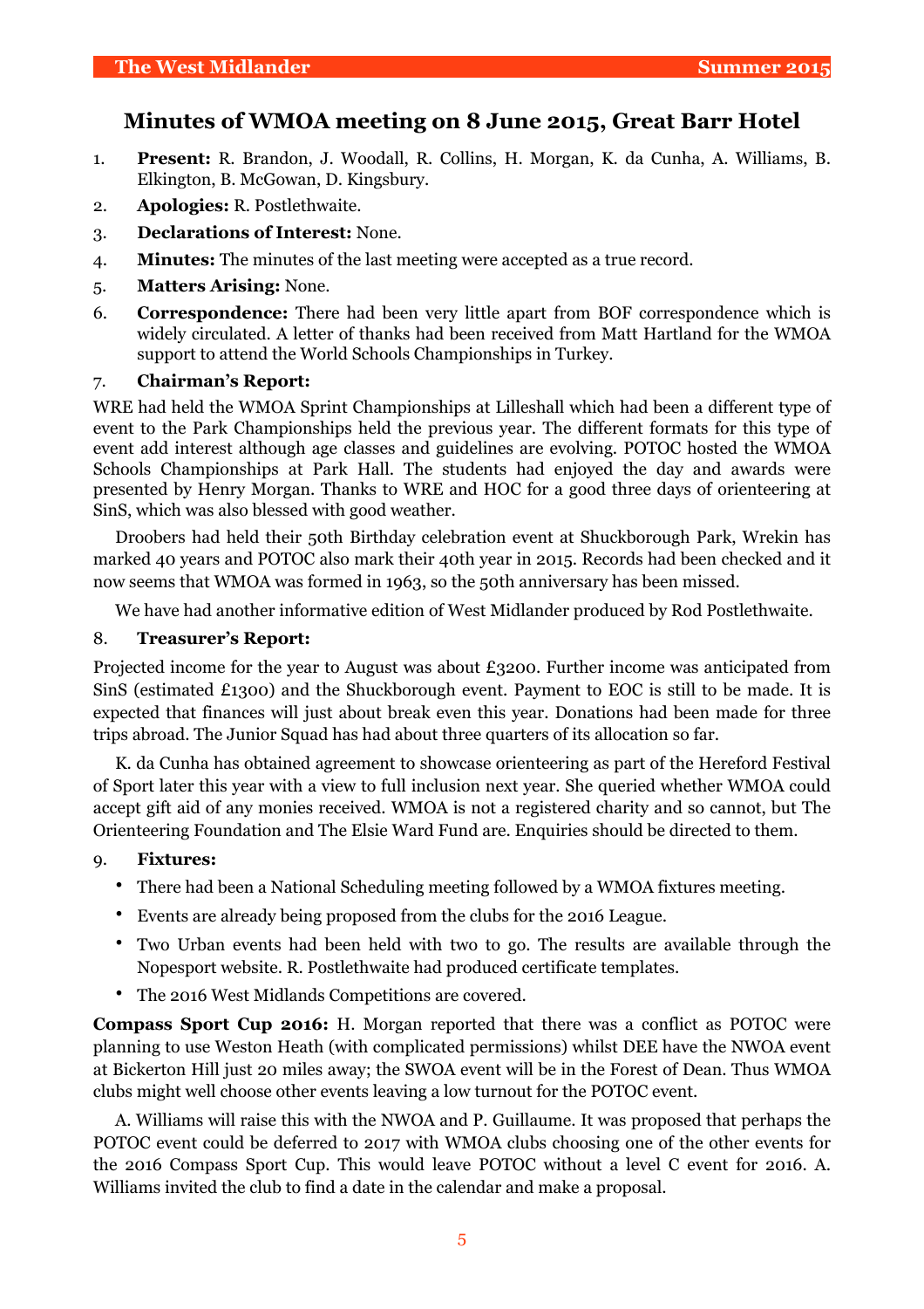## Minutes of WMOA meeting on 8 June 2015, Great Barr Hotel

1. **Present:** R. Brandon, J. Woodall, R. Collins, H. Morgan, K. da Cunha, A. Williams, B. Elkington, B. McGowan, D. Kingsbury.
2. **Apologies:** R. Postlethwaite.
3. **Declarations of Interest:** None.
4. **Minutes:** The minutes of the last meeting were accepted as a true record.
5. **Matters Arising:** None.
6. **Correspondence:** There had been very little apart from BOF correspondence which is widely circulated. A letter of thanks had been received from Matt Hartland for the WMOA support to attend the World Schools Championships in Turkey.
7. **Chairman's Report:**

WRE had held the WMOA Sprint Championships at Lilleshall which had been a different type of event to the Park Championships held the previous year. The different formats for this type of event add interest although age classes and guidelines are evolving. POTOC hosted the WMOA Schools Championships at Park Hall. The students had enjoyed the day and awards were presented by Henry Morgan. Thanks to WRE and HOC for a good three days of orienteering at SinS, which was also blessed with good weather.

Droobers had held their 50th Birthday celebration event at Shuckborough Park, Wrekin has marked 40 years and POTOC also mark their 40th year in 2015. Records had been checked and it now seems that WMOA was formed in 1963, so the 50th anniversary has been missed.

We have had another informative edition of West Midlander produced by Rod Postlethwaite.

8. **Treasurer's Report:**

Projected income for the year to August was about £3200. Further income was anticipated from SinS (estimated £1300) and the Shuckborough event. Payment to EOC is still to be made. It is expected that finances will just about break even this year. Donations had been made for three trips abroad. The Junior Squad has had about three quarters of its allocation so far.

K. da Cunha has obtained agreement to showcase orienteering as part of the Hereford Festival of Sport later this year with a view to full inclusion next year. She queried whether WMOA could accept gift aid of any monies received. WMOA is not a registered charity and so cannot, but The Orienteering Foundation and The Elsie Ward Fund are. Enquiries should be directed to them.

9. **Fixtures:**

- There had been a National Scheduling meeting followed by a WMOA fixtures meeting.
- Events are already being proposed from the clubs for the 2016 League.
- Two Urban events had been held with two to go. The results are available through the Nopesport website. R. Postlethwaite had produced certificate templates.
- The 2016 West Midlands Competitions are covered.

**Compass Sport Cup 2016:** H. Morgan reported that there was a conflict as POTOC were planning to use Weston Heath (with complicated permissions) whilst DEE have the NWOA event at Bickerton Hill just 20 miles away; the SWOA event will be in the Forest of Dean. Thus WMOA clubs might well choose other events leaving a low turnout for the POTOC event.

A. Williams will raise this with the NWOA and P. Guillaume. It was proposed that perhaps the POTOC event could be deferred to 2017 with WMOA clubs choosing one of the other events for the 2016 Compass Sport Cup. This would leave POTOC without a level C event for 2016. A. Williams invited the club to find a date in the calendar and make a proposal.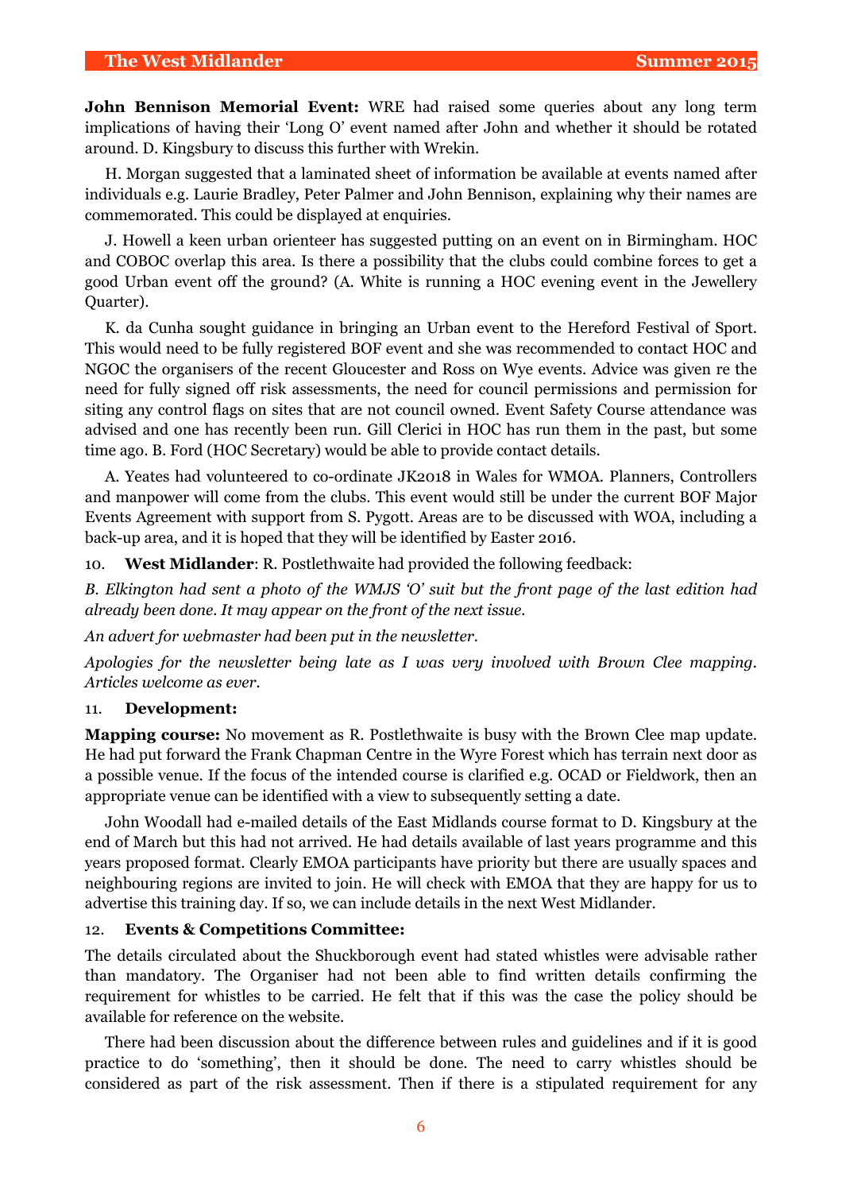**John Bennison Memorial Event:** WRE had raised some queries about any long term implications of having their 'Long O' event named after John and whether it should be rotated around. D. Kingsbury to discuss this further with Wrekin.

H. Morgan suggested that a laminated sheet of information be available at events named after individuals e.g. Laurie Bradley, Peter Palmer and John Bennison, explaining why their names are commemorated. This could be displayed at enquiries.

J. Howell a keen urban orienteer has suggested putting on an event on in Birmingham. HOC and COBOC overlap this area. Is there a possibility that the clubs could combine forces to get a good Urban event off the ground? (A. White is running a HOC evening event in the Jewellery Quarter).

K. da Cunha sought guidance in bringing an Urban event to the Hereford Festival of Sport. This would need to be fully registered BOF event and she was recommended to contact HOC and NGOC the organisers of the recent Gloucester and Ross on Wye events. Advice was given re the need for fully signed off risk assessments, the need for council permissions and permission for siting any control flags on sites that are not council owned. Event Safety Course attendance was advised and one has recently been run. Gill Clerici in HOC has run them in the past, but some time ago. B. Ford (HOC Secretary) would be able to provide contact details.

A. Yeates had volunteered to co-ordinate JK2018 in Wales for WMOA. Planners, Controllers and manpower will come from the clubs. This event would still be under the current BOF Major Events Agreement with support from S. Pygott. Areas are to be discussed with WOA, including a back-up area, and it is hoped that they will be identified by Easter 2016.

10. **West Midlander**: R. Postlethwaite had provided the following feedback:

*B. Elkington had sent a photo of the WMJS 'O' suit but the front page of the last edition had already been done. It may appear on the front of the next issue.*

*An advert for webmaster had been put in the newsletter.*

*Apologies for the newsletter being late as I was very involved with Brown Clee mapping. Articles welcome as ever.*

11. **Development:**

**Mapping course:** No movement as R. Postlethwaite is busy with the Brown Clee map update. He had put forward the Frank Chapman Centre in the Wyre Forest which has terrain next door as a possible venue. If the focus of the intended course is clarified e.g. OCAD or Fieldwork, then an appropriate venue can be identified with a view to subsequently setting a date.

John Woodall had e-mailed details of the East Midlands course format to D. Kingsbury at the end of March but this had not arrived. He had details available of last years programme and this years proposed format. Clearly EMOA participants have priority but there are usually spaces and neighbouring regions are invited to join. He will check with EMOA that they are happy for us to advertise this training day. If so, we can include details in the next West Midlander.

12. **Events & Competitions Committee:**

The details circulated about the Shuckborough event had stated whistles were advisable rather than mandatory. The Organiser had not been able to find written details confirming the requirement for whistles to be carried. He felt that if this was the case the policy should be available for reference on the website.

There had been discussion about the difference between rules and guidelines and if it is good practice to do 'something', then it should be done. The need to carry whistles should be considered as part of the risk assessment. Then if there is a stipulated requirement for any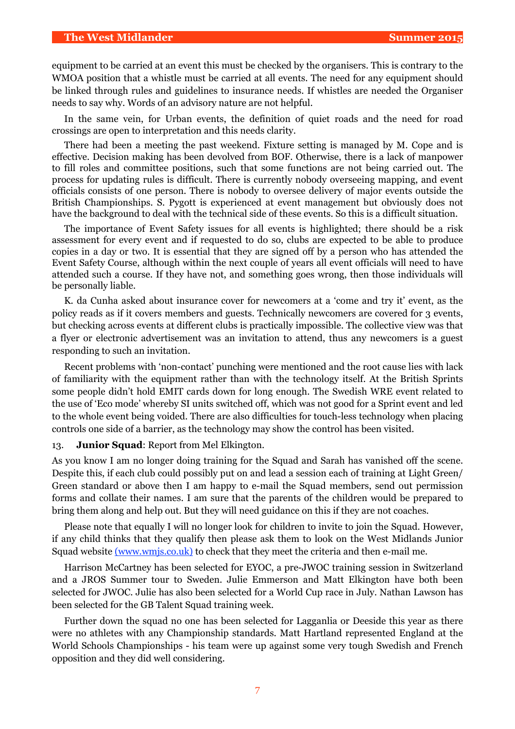equipment to be carried at an event this must be checked by the organisers. This is contrary to the WMOA position that a whistle must be carried at all events. The need for any equipment should be linked through rules and guidelines to insurance needs. If whistles are needed the Organiser needs to say why. Words of an advisory nature are not helpful.

In the same vein, for Urban events, the definition of quiet roads and the need for road crossings are open to interpretation and this needs clarity.

There had been a meeting the past weekend. Fixture setting is managed by M. Cope and is effective. Decision making has been devolved from BOF. Otherwise, there is a lack of manpower to fill roles and committee positions, such that some functions are not being carried out. The process for updating rules is difficult. There is currently nobody overseeing mapping, and event officials consists of one person. There is nobody to oversee delivery of major events outside the British Championships. S. Pygott is experienced at event management but obviously does not have the background to deal with the technical side of these events. So this is a difficult situation.

The importance of Event Safety issues for all events is highlighted; there should be a risk assessment for every event and if requested to do so, clubs are expected to be able to produce copies in a day or two. It is essential that they are signed off by a person who has attended the Event Safety Course, although within the next couple of years all event officials will need to have attended such a course. If they have not, and something goes wrong, then those individuals will be personally liable.

K. da Cunha asked about insurance cover for newcomers at a 'come and try it' event, as the policy reads as if it covers members and guests. Technically newcomers are covered for 3 events, but checking across events at different clubs is practically impossible. The collective view was that a flyer or electronic advertisement was an invitation to attend, thus any newcomers is a guest responding to such an invitation.

Recent problems with 'non-contact' punching were mentioned and the root cause lies with lack of familiarity with the equipment rather than with the technology itself. At the British Sprints some people didn't hold EMIT cards down for long enough. The Swedish WRE event related to the use of 'Eco mode' whereby SI units switched off, which was not good for a Sprint event and led to the whole event being voided. There are also difficulties for touch-less technology when placing controls one side of a barrier, as the technology may show the control has been visited.

13. **Junior Squad**: Report from Mel Elkington.

As you know I am no longer doing training for the Squad and Sarah has vanished off the scene. Despite this, if each club could possibly put on and lead a session each of training at Light Green/ Green standard or above then I am happy to e-mail the Squad members, send out permission forms and collate their names. I am sure that the parents of the children would be prepared to bring them along and help out. But they will need guidance on this if they are not coaches.

Please note that equally I will no longer look for children to invite to join the Squad. However, if any child thinks that they qualify then please ask them to look on the West Midlands Junior Squad website (www.wmjs.co.uk) to check that they meet the criteria and then e-mail me.

Harrison McCartney has been selected for EYOC, a pre-JWOC training session in Switzerland and a JROS Summer tour to Sweden. Julie Emmerson and Matt Elkington have both been selected for JWOC. Julie has also been selected for a World Cup race in July. Nathan Lawson has been selected for the GB Talent Squad training week.

Further down the squad no one has been selected for Lagganlia or Deeside this year as there were no athletes with any Championship standards. Matt Hartland represented England at the World Schools Championships - his team were up against some very tough Swedish and French opposition and they did well considering.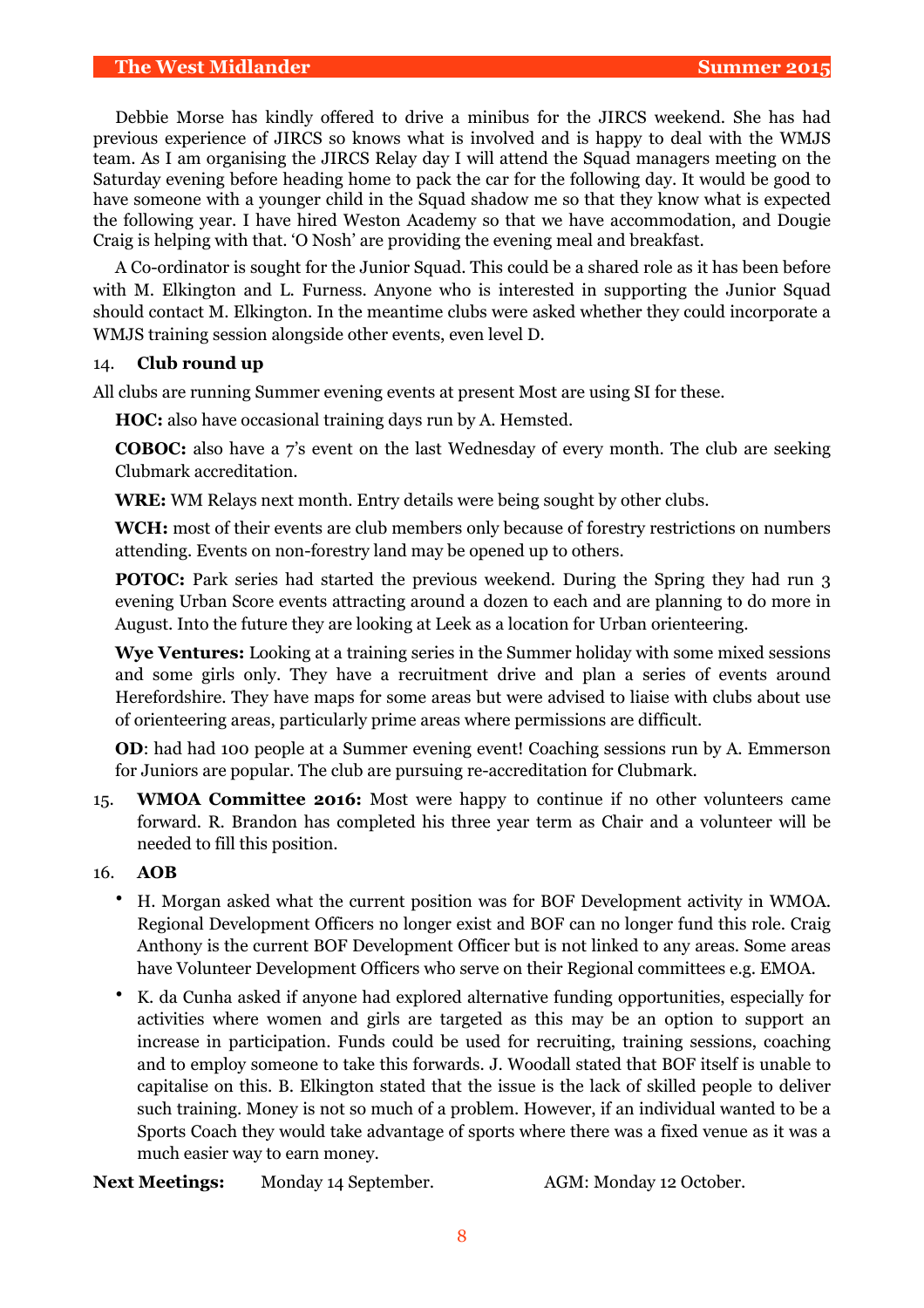Debbie Morse has kindly offered to drive a minibus for the JIRCS weekend. She has had previous experience of JIRCS so knows what is involved and is happy to deal with the WMJS team. As I am organising the JIRCS Relay day I will attend the Squad managers meeting on the Saturday evening before heading home to pack the car for the following day. It would be good to have someone with a younger child in the Squad shadow me so that they know what is expected the following year. I have hired Weston Academy so that we have accommodation, and Dougie Craig is helping with that. 'O Nosh' are providing the evening meal and breakfast.

A Co-ordinator is sought for the Junior Squad. This could be a shared role as it has been before with M. Elkington and L. Furness. Anyone who is interested in supporting the Junior Squad should contact M. Elkington. In the meantime clubs were asked whether they could incorporate a WMJS training session alongside other events, even level D.

14. **Club round up**

All clubs are running Summer evening events at present Most are using SI for these.

**HOC:** also have occasional training days run by A. Hemsted.

**COBOC:** also have a 7's event on the last Wednesday of every month. The club are seeking Clubmark accreditation.

**WRE:** WM Relays next month. Entry details were being sought by other clubs.

**WCH:** most of their events are club members only because of forestry restrictions on numbers attending. Events on non-forestry land may be opened up to others.

**POTOC:** Park series had started the previous weekend. During the Spring they had run 3 evening Urban Score events attracting around a dozen to each and are planning to do more in August. Into the future they are looking at Leek as a location for Urban orienteering.

**Wye Ventures:** Looking at a training series in the Summer holiday with some mixed sessions and some girls only. They have a recruitment drive and plan a series of events around Herefordshire. They have maps for some areas but were advised to liaise with clubs about use of orienteering areas, particularly prime areas where permissions are difficult.

**OD**: had had 100 people at a Summer evening event! Coaching sessions run by A. Emmerson for Juniors are popular. The club are pursuing re-accreditation for Clubmark.

15. **WMOA Committee 2016:** Most were happy to continue if no other volunteers came forward. R. Brandon has completed his three year term as Chair and a volunteer will be needed to fill this position.

16. **AOB**

- H. Morgan asked what the current position was for BOF Development activity in WMOA. Regional Development Officers no longer exist and BOF can no longer fund this role. Craig Anthony is the current BOF Development Officer but is not linked to any areas. Some areas have Volunteer Development Officers who serve on their Regional committees e.g. EMOA.
- K. da Cunha asked if anyone had explored alternative funding opportunities, especially for activities where women and girls are targeted as this may be an option to support an increase in participation. Funds could be used for recruiting, training sessions, coaching and to employ someone to take this forwards. J. Woodall stated that BOF itself is unable to capitalise on this. B. Elkington stated that the issue is the lack of skilled people to deliver such training. Money is not so much of a problem. However, if an individual wanted to be a Sports Coach they would take advantage of sports where there was a fixed venue as it was a much easier way to earn money.

**Next Meetings:** Monday 14 September. AGM: Monday 12 October.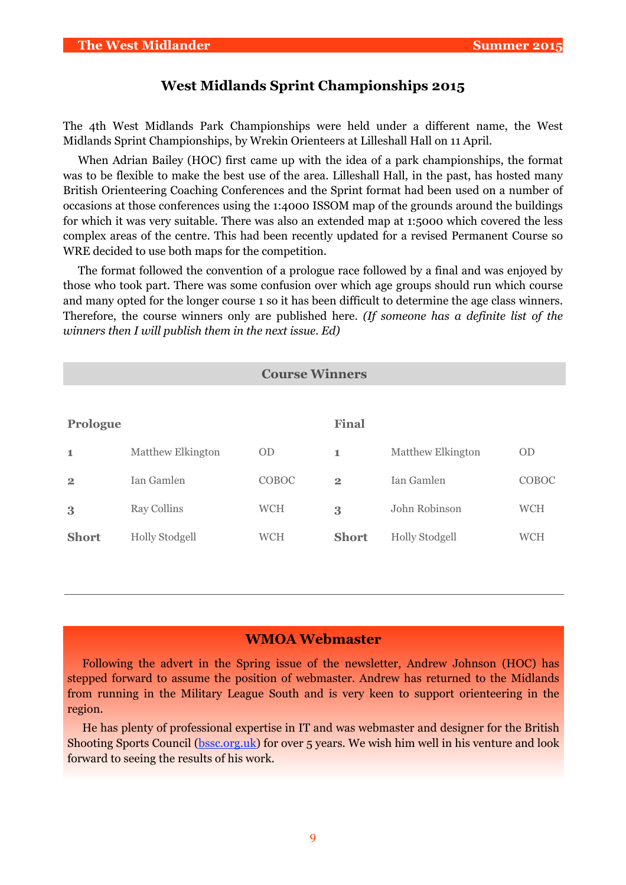## West Midlands Sprint Championships 2015

The 4th West Midlands Park Championships were held under a different name, the West Midlands Sprint Championships, by Wrekin Orienteers at Lilleshall Hall on 11 April.

When Adrian Bailey (HOC) first came up with the idea of a park championships, the format was to be flexible to make the best use of the area. Lilleshall Hall, in the past, has hosted many British Orienteering Coaching Conferences and the Sprint format had been used on a number of occasions at those conferences using the 1:4000 ISSOM map of the grounds around the buildings for which it was very suitable. There was also an extended map at 1:5000 which covered the less complex areas of the centre. This had been recently updated for a revised Permanent Course so WRE decided to use both maps for the competition.

The format followed the convention of a prologue race followed by a final and was enjoyed by those who took part. There was some confusion over which age groups should run which course and many opted for the longer course 1 so it has been difficult to determine the age class winners. Therefore, the course winners only are published here. *(If someone has a definite list of the winners then I will publish them in the next issue. Ed)*

### Course Winners

| Prologue | | | Final | | |
|---|---|---|---|---|---|
| **1** | Matthew Elkington | OD | **1** | Matthew Elkington | OD |
| **2** | Ian Gamlen | COBOC | **2** | Ian Gamlen | COBOC |
| **3** | Ray Collins | WCH | **3** | John Robinson | WCH |
| **Short** | Holly Stodgell | WCH | **Short** | Holly Stodgell | WCH |

---

## WMOA Webmaster

Following the advert in the Spring issue of the newsletter, Andrew Johnson (HOC) has stepped forward to assume the position of webmaster. Andrew has returned to the Midlands from running in the Military League South and is very keen to support orienteering in the region.

He has plenty of professional expertise in IT and was webmaster and designer for the British Shooting Sports Council (bssc.org.uk) for over 5 years. We wish him well in his venture and look forward to seeing the results of his work.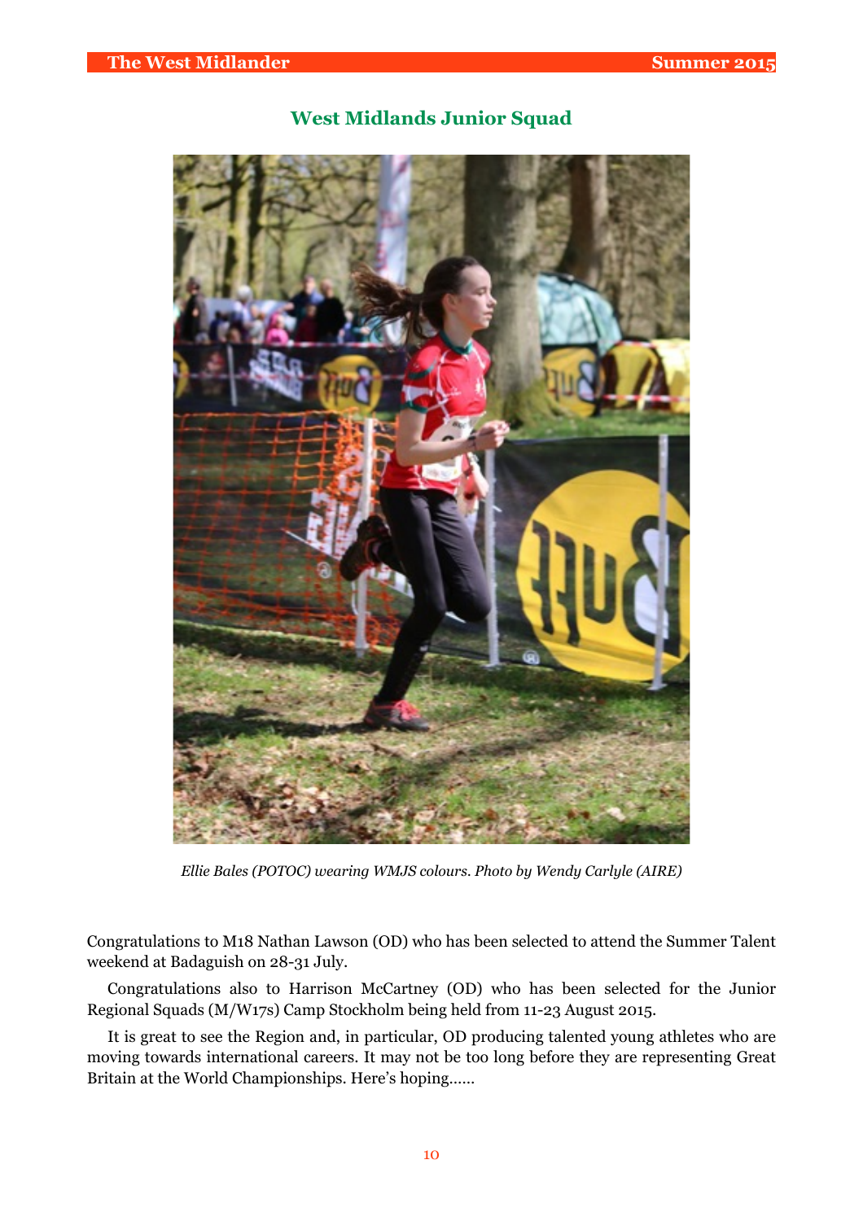## West Midlands Junior Squad

*Ellie Bales (POTOC) wearing WMJS colours. Photo by Wendy Carlyle (AIRE)*

Congratulations to M18 Nathan Lawson (OD) who has been selected to attend the Summer Talent weekend at Badaguish on 28-31 July.

Congratulations also to Harrison McCartney (OD) who has been selected for the Junior Regional Squads (M/W17s) Camp Stockholm being held from 11-23 August 2015.

It is great to see the Region and, in particular, OD producing talented young athletes who are moving towards international careers. It may not be too long before they are representing Great Britain at the World Championships. Here's hoping……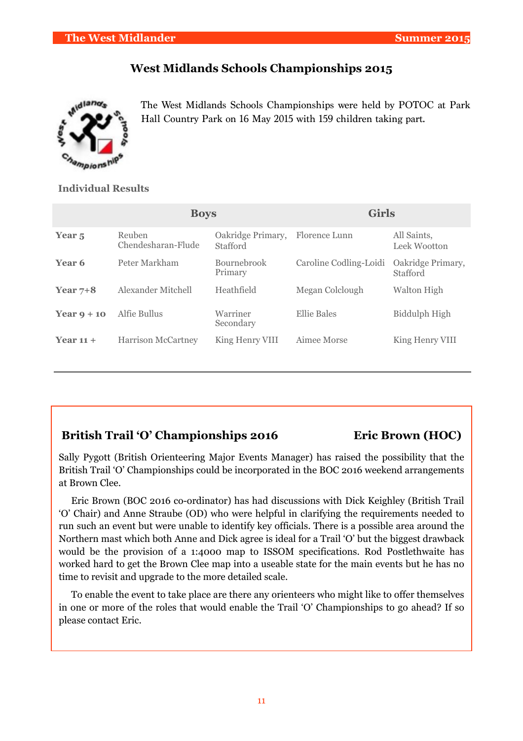## West Midlands Schools Championships 2015

The West Midlands Schools Championships were held by POTOC at Park Hall Country Park on 16 May 2015 with 159 children taking part.

### Individual Results

| | Boys | | Girls | |
|---|---|---|---|---|
| **Year 5** | Reuben Chendesharan-Flude | Oakridge Primary, Stafford | Florence Lunn | All Saints, Leek Wootton |
| **Year 6** | Peter Markham | Bournebrook Primary | Caroline Codling-Loidi | Oakridge Primary, Stafford |
| **Year 7+8** | Alexander Mitchell | Heathfield | Megan Colclough | Walton High |
| **Year 9 + 10** | Alfie Bullus | Warriner Secondary | Ellie Bales | Biddulph High |
| **Year 11 +** | Harrison McCartney | King Henry VIII | Aimee Morse | King Henry VIII |

---

## British Trail 'O' Championships 2016 — Eric Brown (HOC)

Sally Pygott (British Orienteering Major Events Manager) has raised the possibility that the British Trail 'O' Championships could be incorporated in the BOC 2016 weekend arrangements at Brown Clee.

Eric Brown (BOC 2016 co-ordinator) has had discussions with Dick Keighley (British Trail 'O' Chair) and Anne Straube (OD) who were helpful in clarifying the requirements needed to run such an event but were unable to identify key officials. There is a possible area around the Northern mast which both Anne and Dick agree is ideal for a Trail 'O' but the biggest drawback would be the provision of a 1:4000 map to ISSOM specifications. Rod Postlethwaite has worked hard to get the Brown Clee map into a useable state for the main events but he has no time to revisit and upgrade to the more detailed scale.

To enable the event to take place are there any orienteers who might like to offer themselves in one or more of the roles that would enable the Trail 'O' Championships to go ahead? If so please contact Eric.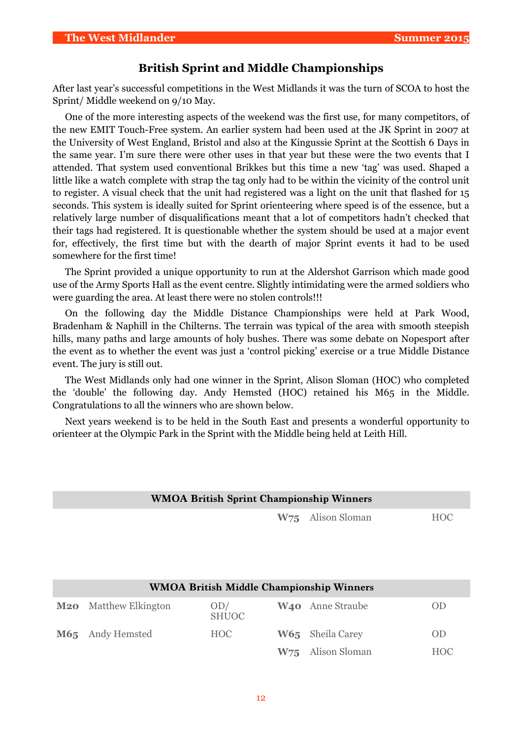## British Sprint and Middle Championships

After last year's successful competitions in the West Midlands it was the turn of SCOA to host the Sprint/ Middle weekend on 9/10 May.

One of the more interesting aspects of the weekend was the first use, for many competitors, of the new EMIT Touch-Free system. An earlier system had been used at the JK Sprint in 2007 at the University of West England, Bristol and also at the Kingussie Sprint at the Scottish 6 Days in the same year. I'm sure there were other uses in that year but these were the two events that I attended. That system used conventional Brikkes but this time a new 'tag' was used. Shaped a little like a watch complete with strap the tag only had to be within the vicinity of the control unit to register. A visual check that the unit had registered was a light on the unit that flashed for 15 seconds. This system is ideally suited for Sprint orienteering where speed is of the essence, but a relatively large number of disqualifications meant that a lot of competitors hadn't checked that their tags had registered. It is questionable whether the system should be used at a major event for, effectively, the first time but with the dearth of major Sprint events it had to be used somewhere for the first time!

The Sprint provided a unique opportunity to run at the Aldershot Garrison which made good use of the Army Sports Hall as the event centre. Slightly intimidating were the armed soldiers who were guarding the area. At least there were no stolen controls!!!

On the following day the Middle Distance Championships were held at Park Wood, Bradenham & Naphill in the Chilterns. The terrain was typical of the area with smooth steepish hills, many paths and large amounts of holy bushes. There was some debate on Nopesport after the event as to whether the event was just a 'control picking' exercise or a true Middle Distance event. The jury is still out.

The West Midlands only had one winner in the Sprint, Alison Sloman (HOC) who completed the 'double' the following day. Andy Hemsted (HOC) retained his M65 in the Middle. Congratulations to all the winners who are shown below.

Next years weekend is to be held in the South East and presents a wonderful opportunity to orienteer at the Olympic Park in the Sprint with the Middle being held at Leith Hill.

| WMOA British Sprint Championship Winners | | | | | |
|---|---|---|---|---|---|
| | | | **W75** | Alison Sloman | HOC |

| WMOA British Middle Championship Winners | | | | | |
|---|---|---|---|---|---|
| **M20** | Matthew Elkington | OD/ SHUOC | **W40** | Anne Straube | OD |
| **M65** | Andy Hemsted | HOC | **W65** | Sheila Carey | OD |
| | | | **W75** | Alison Sloman | HOC |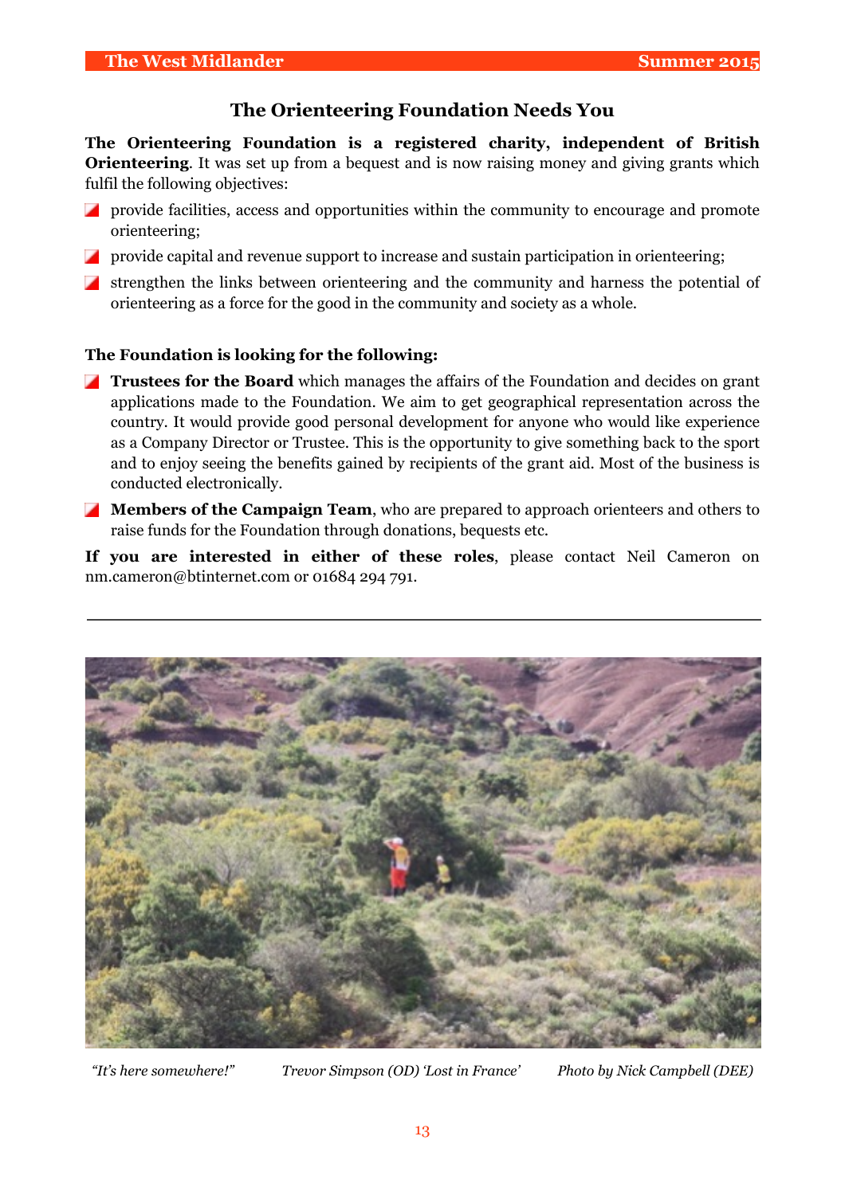## The Orienteering Foundation Needs You

**The Orienteering Foundation is a registered charity, independent of British Orienteering**. It was set up from a bequest and is now raising money and giving grants which fulfil the following objectives:

- provide facilities, access and opportunities within the community to encourage and promote orienteering;
- provide capital and revenue support to increase and sustain participation in orienteering;
- strengthen the links between orienteering and the community and harness the potential of orienteering as a force for the good in the community and society as a whole.

**The Foundation is looking for the following:**

- **Trustees for the Board** which manages the affairs of the Foundation and decides on grant applications made to the Foundation. We aim to get geographical representation across the country. It would provide good personal development for anyone who would like experience as a Company Director or Trustee. This is the opportunity to give something back to the sport and to enjoy seeing the benefits gained by recipients of the grant aid. Most of the business is conducted electronically.
- **Members of the Campaign Team**, who are prepared to approach orienteers and others to raise funds for the Foundation through donations, bequests etc.

**If you are interested in either of these roles**, please contact Neil Cameron on nm.cameron@btinternet.com or 01684 294 791.

---

*"It's here somewhere!"* *Trevor Simpson (OD) 'Lost in France'* *Photo by Nick Campbell (DEE)*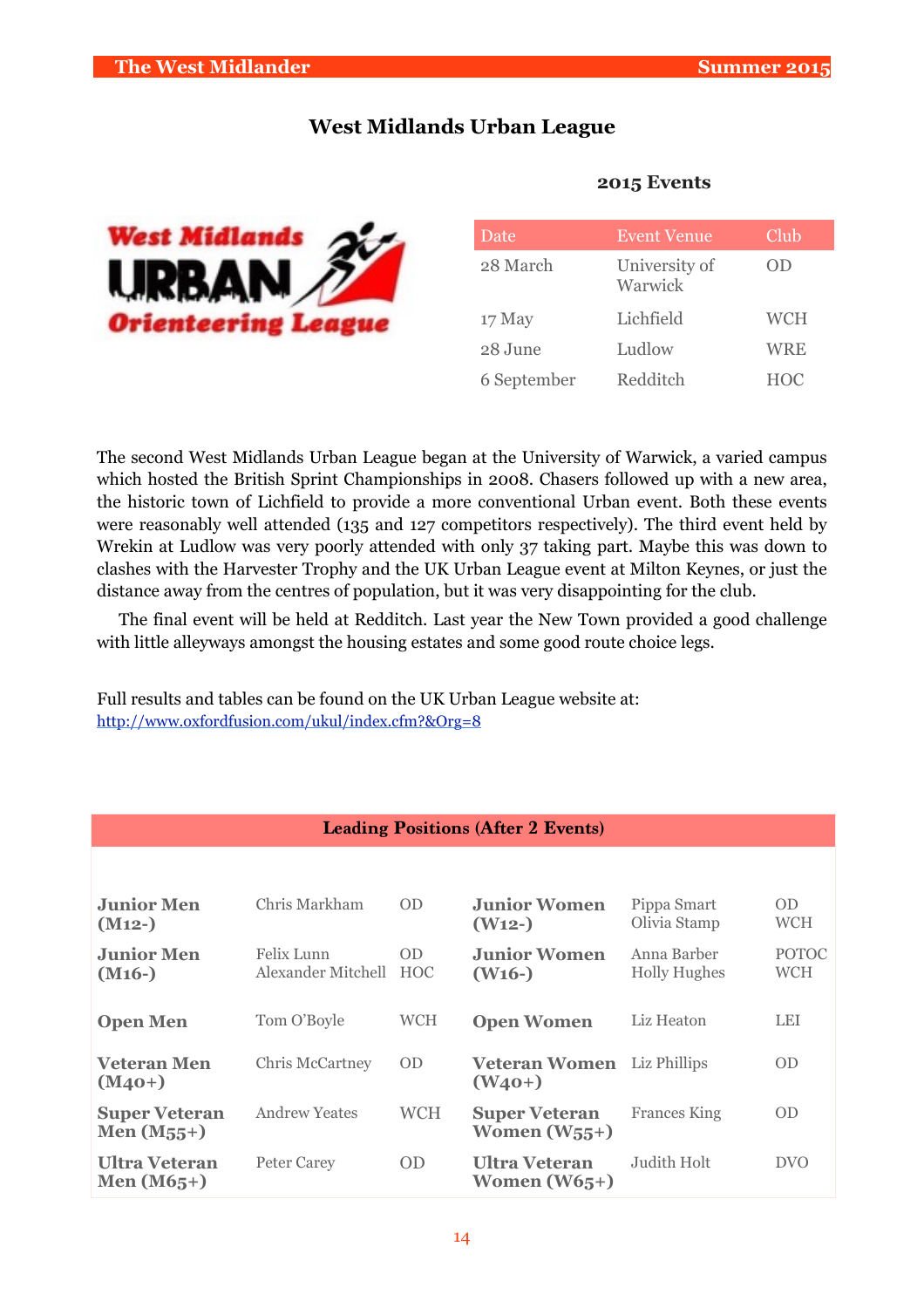# West Midlands Urban League

## 2015 Events

| Date | Event Venue | Club |
|---|---|---|
| 28 March | University of Warwick | OD |
| 17 May | Lichfield | WCH |
| 28 June | Ludlow | WRE |
| 6 September | Redditch | HOC |

The second West Midlands Urban League began at the University of Warwick, a varied campus which hosted the British Sprint Championships in 2008. Chasers followed up with a new area, the historic town of Lichfield to provide a more conventional Urban event. Both these events were reasonably well attended (135 and 127 competitors respectively). The third event held by Wrekin at Ludlow was very poorly attended with only 37 taking part. Maybe this was down to clashes with the Harvester Trophy and the UK Urban League event at Milton Keynes, or just the distance away from the centres of population, but it was very disappointing for the club.

The final event will be held at Redditch. Last year the New Town provided a good challenge with little alleyways amongst the housing estates and some good route choice legs.

Full results and tables can be found on the UK Urban League website at:
http://www.oxfordfusion.com/ukul/index.cfm?&Org=8

**Leading Positions (After 2 Events)**

| Class | Name | Club | Class | Name | Club |
|---|---|---|---|---|---|
| **Junior Men (M12-)** | Chris Markham | OD | **Junior Women (W12-)** | Pippa Smart<br>Olivia Stamp | OD<br>WCH |
| **Junior Men (M16-)** | Felix Lunn<br>Alexander Mitchell | OD<br>HOC | **Junior Women (W16-)** | Anna Barber<br>Holly Hughes | POTOC<br>WCH |
| **Open Men** | Tom O'Boyle | WCH | **Open Women** | Liz Heaton | LEI |
| **Veteran Men (M40+)** | Chris McCartney | OD | **Veteran Women (W40+)** | Liz Phillips | OD |
| **Super Veteran Men (M55+)** | Andrew Yeates | WCH | **Super Veteran Women (W55+)** | Frances King | OD |
| **Ultra Veteran Men (M65+)** | Peter Carey | OD | **Ultra Veteran Women (W65+)** | Judith Holt | DVO |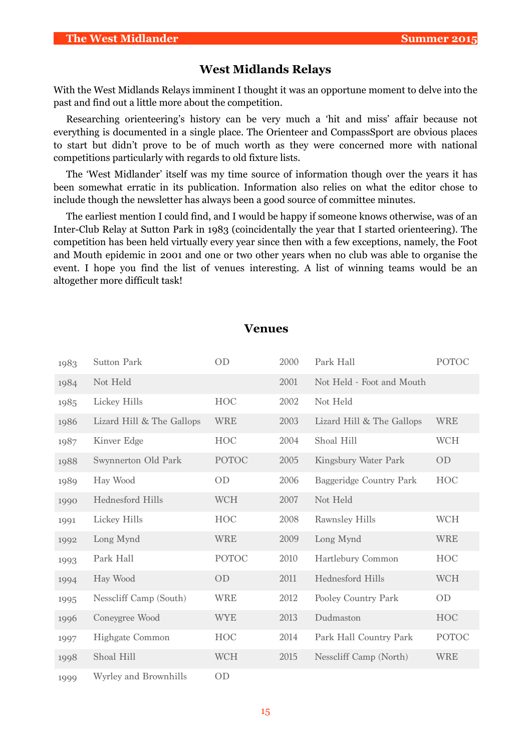## West Midlands Relays

With the West Midlands Relays imminent I thought it was an opportune moment to delve into the past and find out a little more about the competition.

Researching orienteering's history can be very much a 'hit and miss' affair because not everything is documented in a single place. The Orienteer and CompassSport are obvious places to start but didn't prove to be of much worth as they were concerned more with national competitions particularly with regards to old fixture lists.

The 'West Midlander' itself was my time source of information though over the years it has been somewhat erratic in its publication. Information also relies on what the editor chose to include though the newsletter has always been a good source of committee minutes.

The earliest mention I could find, and I would be happy if someone knows otherwise, was of an Inter-Club Relay at Sutton Park in 1983 (coincidentally the year that I started orienteering). The competition has been held virtually every year since then with a few exceptions, namely, the Foot and Mouth epidemic in 2001 and one or two other years when no club was able to organise the event. I hope you find the list of venues interesting. A list of winning teams would be an altogether more difficult task!

### Venues

| Year | Venue | Club | Year | Venue | Club |
|---|---|---|---|---|---|
| 1983 | Sutton Park | OD | 2000 | Park Hall | POTOC |
| 1984 | Not Held | | 2001 | Not Held - Foot and Mouth | |
| 1985 | Lickey Hills | HOC | 2002 | Not Held | |
| 1986 | Lizard Hill & The Gallops | WRE | 2003 | Lizard Hill & The Gallops | WRE |
| 1987 | Kinver Edge | HOC | 2004 | Shoal Hill | WCH |
| 1988 | Swynnerton Old Park | POTOC | 2005 | Kingsbury Water Park | OD |
| 1989 | Hay Wood | OD | 2006 | Baggeridge Country Park | HOC |
| 1990 | Hednesford Hills | WCH | 2007 | Not Held | |
| 1991 | Lickey Hills | HOC | 2008 | Rawnsley Hills | WCH |
| 1992 | Long Mynd | WRE | 2009 | Long Mynd | WRE |
| 1993 | Park Hall | POTOC | 2010 | Hartlebury Common | HOC |
| 1994 | Hay Wood | OD | 2011 | Hednesford Hills | WCH |
| 1995 | Nesscliff Camp (South) | WRE | 2012 | Pooley Country Park | OD |
| 1996 | Coneygree Wood | WYE | 2013 | Dudmaston | HOC |
| 1997 | Highgate Common | HOC | 2014 | Park Hall Country Park | POTOC |
| 1998 | Shoal Hill | WCH | 2015 | Nesscliff Camp (North) | WRE |
| 1999 | Wyrley and Brownhills | OD | | | |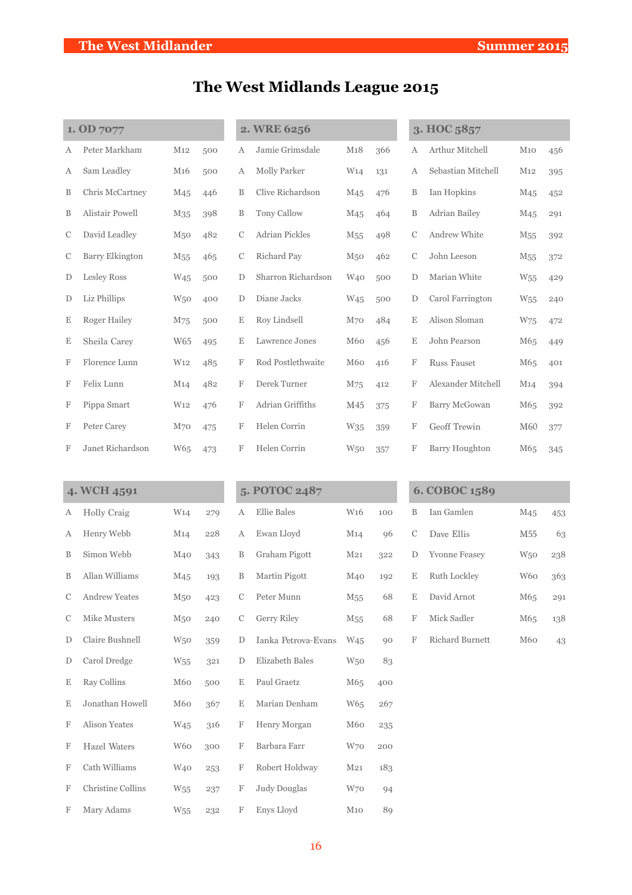# The West Midlands League 2015

## 1. OD 7077

| | | | |
|---|---|---|---|
| A | Peter Markham | M12 | 500 |
| A | Sam Leadley | M16 | 500 |
| B | Chris McCartney | M45 | 446 |
| B | Alistair Powell | M35 | 398 |
| C | David Leadley | M50 | 482 |
| C | Barry Elkington | M55 | 465 |
| D | Lesley Ross | W45 | 500 |
| D | Liz Phillips | W50 | 400 |
| E | Roger Hailey | M75 | 500 |
| E | Sheila Carey | W65 | 495 |
| F | Florence Lunn | W12 | 485 |
| F | Felix Lunn | M14 | 482 |
| F | Pippa Smart | W12 | 476 |
| F | Peter Carey | M70 | 475 |
| F | Janet Richardson | W65 | 473 |

## 2. WRE 6256

| | | | |
|---|---|---|---|
| A | Jamie Grimsdale | M18 | 366 |
| A | Molly Parker | W14 | 131 |
| B | Clive Richardson | M45 | 476 |
| B | Tony Callow | M45 | 464 |
| C | Adrian Pickles | M55 | 498 |
| C | Richard Pay | M50 | 462 |
| D | Sharron Richardson | W40 | 500 |
| D | Diane Jacks | W45 | 500 |
| E | Roy Lindsell | M70 | 484 |
| E | Lawrence Jones | M60 | 456 |
| F | Rod Postlethwaite | M60 | 416 |
| F | Derek Turner | M75 | 412 |
| F | Adrian Griffiths | M45 | 375 |
| F | Helen Corrin | W35 | 359 |
| F | Helen Corrin | W50 | 357 |

## 3. HOC 5857

| | | | |
|---|---|---|---|
| A | Arthur Mitchell | M10 | 456 |
| A | Sebastian Mitchell | M12 | 395 |
| B | Ian Hopkins | M45 | 452 |
| B | Adrian Bailey | M45 | 291 |
| C | Andrew White | M55 | 392 |
| C | John Leeson | M55 | 372 |
| D | Marian White | W55 | 429 |
| D | Carol Farrington | W55 | 240 |
| E | Alison Sloman | W75 | 472 |
| E | John Pearson | M65 | 449 |
| F | Russ Fauset | M65 | 401 |
| F | Alexander Mitchell | M14 | 394 |
| F | Barry McGowan | M65 | 392 |
| F | Geoff Trewin | M60 | 377 |
| F | Barry Houghton | M65 | 345 |

## 4. WCH 4591

| | | | |
|---|---|---|---|
| A | Holly Craig | W14 | 279 |
| A | Henry Webb | M14 | 228 |
| B | Simon Webb | M40 | 343 |
| B | Allan Williams | M45 | 193 |
| C | Andrew Yeates | M50 | 423 |
| C | Mike Musters | M50 | 240 |
| D | Claire Bushnell | W50 | 359 |
| D | Carol Dredge | W55 | 321 |
| E | Ray Collins | M60 | 500 |
| E | Jonathan Howell | M60 | 367 |
| F | Alison Yeates | W45 | 316 |
| F | Hazel Waters | W60 | 300 |
| F | Cath Williams | W40 | 253 |
| F | Christine Collins | W55 | 237 |
| F | Mary Adams | W55 | 232 |

## 5. POTOC 2487

| | | | |
|---|---|---|---|
| A | Ellie Bales | W16 | 100 |
| A | Ewan Lloyd | M14 | 96 |
| B | Graham Pigott | M21 | 322 |
| B | Martin Pigott | M40 | 192 |
| C | Peter Munn | M55 | 68 |
| C | Gerry Riley | M55 | 68 |
| D | Ianka Petrova-Evans | W45 | 90 |
| D | Elizabeth Bales | W50 | 83 |
| E | Paul Graetz | M65 | 400 |
| E | Marian Denham | W65 | 267 |
| F | Henry Morgan | M60 | 235 |
| F | Barbara Farr | W70 | 200 |
| F | Robert Holdway | M21 | 183 |
| F | Judy Douglas | W70 | 94 |
| F | Enys Lloyd | M10 | 89 |

## 6. COBOC 1589

| | | | |
|---|---|---|---|
| B | Ian Gamlen | M45 | 453 |
| C | Dave Ellis | M55 | 63 |
| D | Yvonne Feasey | W50 | 238 |
| E | Ruth Lockley | W60 | 363 |
| E | David Arnot | M65 | 291 |
| F | Mick Sadler | M65 | 138 |
| F | Richard Burnett | M60 | 43 |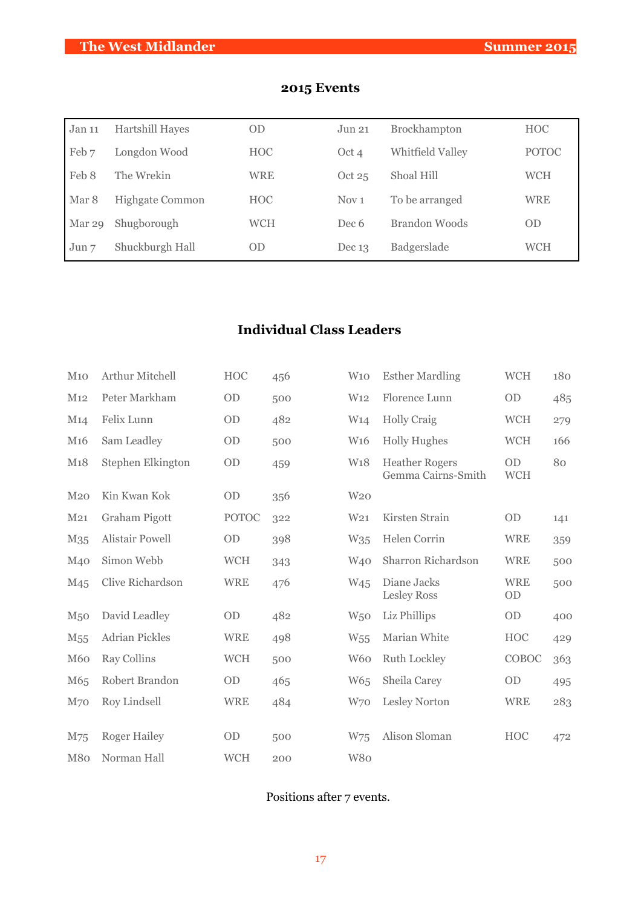## 2015 Events

| Date | Venue | Club | Date | Venue | Club |
|---|---|---|---|---|---|
| Jan 11 | Hartshill Hayes | OD | Jun 21 | Brockhampton | HOC |
| Feb 7 | Longdon Wood | HOC | Oct 4 | Whitfield Valley | POTOC |
| Feb 8 | The Wrekin | WRE | Oct 25 | Shoal Hill | WCH |
| Mar 8 | Highgate Common | HOC | Nov 1 | To be arranged | WRE |
| Mar 29 | Shugborough | WCH | Dec 6 | Brandon Woods | OD |
| Jun 7 | Shuckburgh Hall | OD | Dec 13 | Badgerslade | WCH |

## Individual Class Leaders

| Class | Name | Club | Points | Class | Name | Club | Points |
|---|---|---|---|---|---|---|---|
| M10 | Arthur Mitchell | HOC | 456 | W10 | Esther Mardling | WCH | 180 |
| M12 | Peter Markham | OD | 500 | W12 | Florence Lunn | OD | 485 |
| M14 | Felix Lunn | OD | 482 | W14 | Holly Craig | WCH | 279 |
| M16 | Sam Leadley | OD | 500 | W16 | Holly Hughes | WCH | 166 |
| M18 | Stephen Elkington | OD | 459 | W18 | Heather Rogers<br>Gemma Cairns-Smith | OD<br>WCH | 80 |
| M20 | Kin Kwan Kok | OD | 356 | W20 | | | |
| M21 | Graham Pigott | POTOC | 322 | W21 | Kirsten Strain | OD | 141 |
| M35 | Alistair Powell | OD | 398 | W35 | Helen Corrin | WRE | 359 |
| M40 | Simon Webb | WCH | 343 | W40 | Sharron Richardson | WRE | 500 |
| M45 | Clive Richardson | WRE | 476 | W45 | Diane Jacks<br>Lesley Ross | WRE<br>OD | 500 |
| M50 | David Leadley | OD | 482 | W50 | Liz Phillips | OD | 400 |
| M55 | Adrian Pickles | WRE | 498 | W55 | Marian White | HOC | 429 |
| M60 | Ray Collins | WCH | 500 | W60 | Ruth Lockley | COBOC | 363 |
| M65 | Robert Brandon | OD | 465 | W65 | Sheila Carey | OD | 495 |
| M70 | Roy Lindsell | WRE | 484 | W70 | Lesley Norton | WRE | 283 |
| M75 | Roger Hailey | OD | 500 | W75 | Alison Sloman | HOC | 472 |
| M80 | Norman Hall | WCH | 200 | W80 | | | |

Positions after 7 events.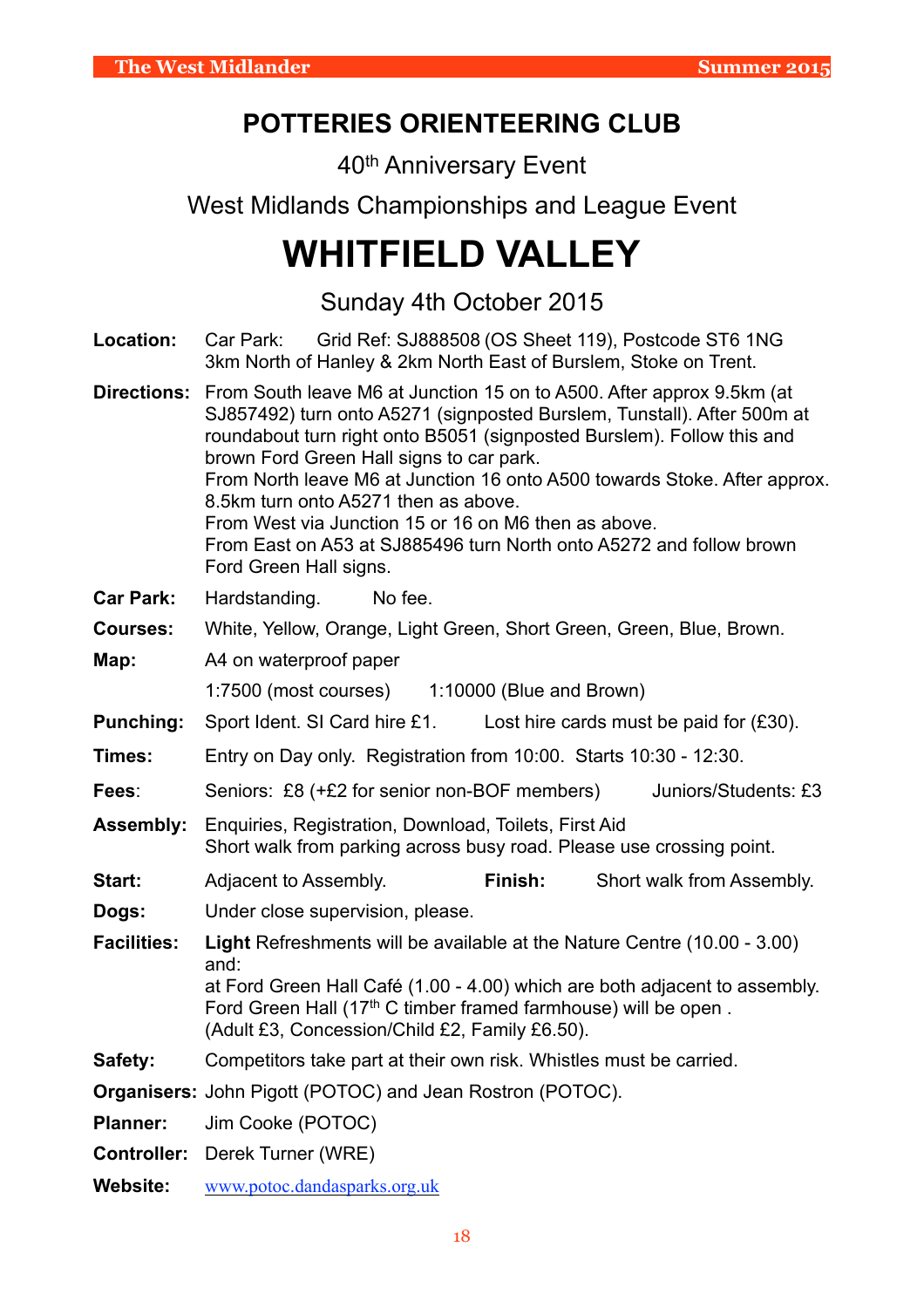# POTTERIES ORIENTEERING CLUB

40th Anniversary Event

West Midlands Championships and League Event

# WHITFIELD VALLEY

Sunday 4th October 2015

**Location:** Car Park: Grid Ref: SJ888508 (OS Sheet 119), Postcode ST6 1NG
3km North of Hanley & 2km North East of Burslem, Stoke on Trent.

**Directions:** From South leave M6 at Junction 15 on to A500. After approx 9.5km (at SJ857492) turn onto A5271 (signposted Burslem, Tunstall). After 500m at roundabout turn right onto B5051 (signposted Burslem). Follow this and brown Ford Green Hall signs to car park.
From North leave M6 at Junction 16 onto A500 towards Stoke. After approx. 8.5km turn onto A5271 then as above.
From West via Junction 15 or 16 on M6 then as above.
From East on A53 at SJ885496 turn North onto A5272 and follow brown Ford Green Hall signs.

**Car Park:** Hardstanding. No fee.

**Courses:** White, Yellow, Orange, Light Green, Short Green, Green, Blue, Brown.

**Map:** A4 on waterproof paper
1:7500 (most courses) 1:10000 (Blue and Brown)

**Punching:** Sport Ident. SI Card hire £1. Lost hire cards must be paid for (£30).

**Times:** Entry on Day only. Registration from 10:00. Starts 10:30 - 12:30.

**Fees**: Seniors: £8 (+£2 for senior non-BOF members) Juniors/Students: £3

**Assembly:** Enquiries, Registration, Download, Toilets, First Aid
Short walk from parking across busy road. Please use crossing point.

**Start:** Adjacent to Assembly. **Finish:** Short walk from Assembly.

**Dogs:** Under close supervision, please.

**Facilities:** **Light** Refreshments will be available at the Nature Centre (10.00 - 3.00) and:
at Ford Green Hall Café (1.00 - 4.00) which are both adjacent to assembly.
Ford Green Hall (17th C timber framed farmhouse) will be open .
(Adult £3, Concession/Child £2, Family £6.50).

**Safety:** Competitors take part at their own risk. Whistles must be carried.

**Organisers:** John Pigott (POTOC) and Jean Rostron (POTOC).

**Planner:** Jim Cooke (POTOC)

**Controller:** Derek Turner (WRE)

**Website:** www.potoc.dandasparks.org.uk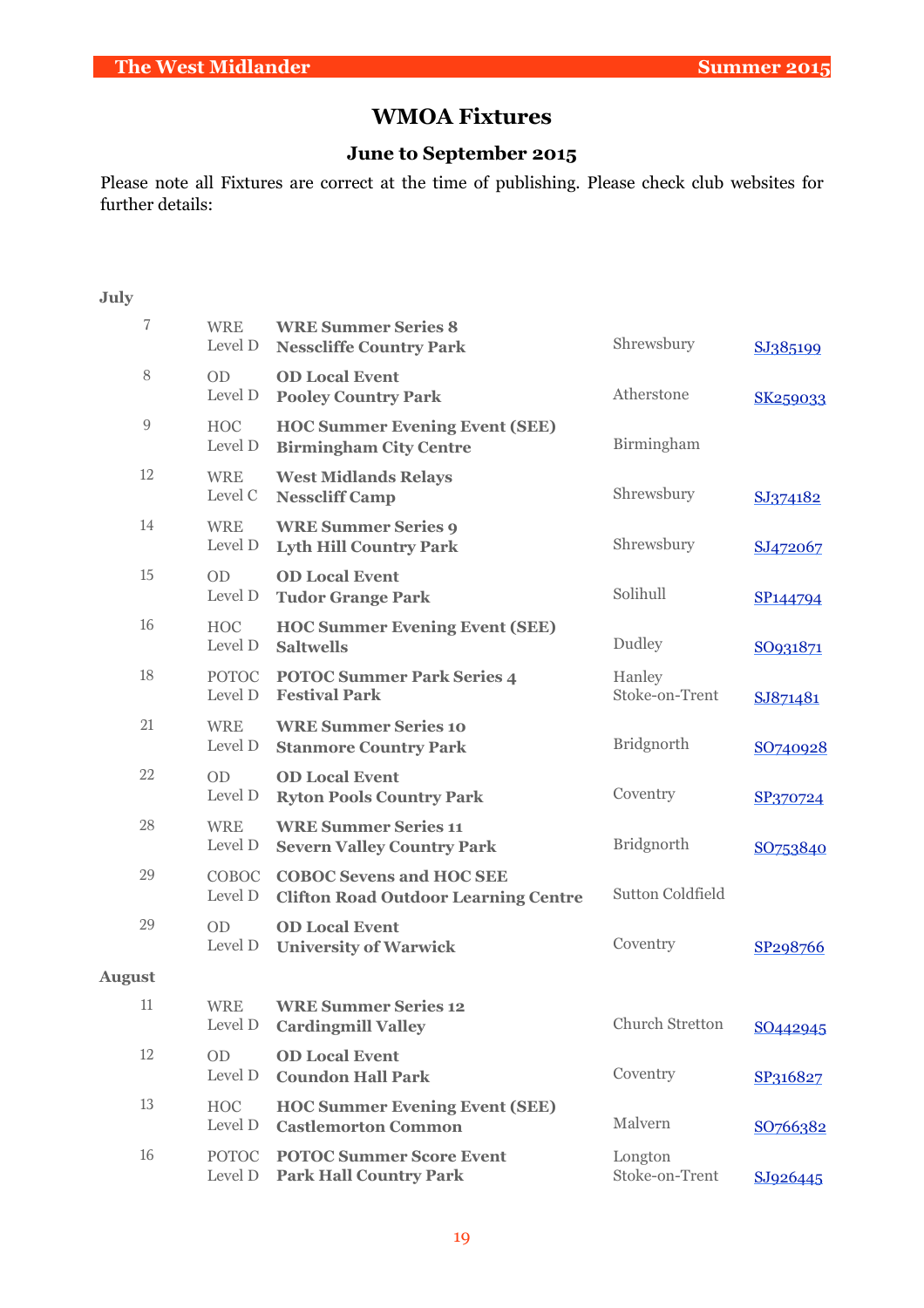# WMOA Fixtures

## June to September 2015

Please note all Fixtures are correct at the time of publishing. Please check club websites for further details:

**July**

| Date | Club / Level | Event / Venue | Location | Grid Ref |
|---|---|---|---|---|
| 7 | WRE<br>Level D | **WRE Summer Series 8**<br>**Nesscliffe Country Park** | Shrewsbury | SJ385199 |
| 8 | OD<br>Level D | **OD Local Event**<br>**Pooley Country Park** | Atherstone | SK259033 |
| 9 | HOC<br>Level D | **HOC Summer Evening Event (SEE)**<br>**Birmingham City Centre** | Birmingham | |
| 12 | WRE<br>Level C | **West Midlands Relays**<br>**Nesscliff Camp** | Shrewsbury | SJ374182 |
| 14 | WRE<br>Level D | **WRE Summer Series 9**<br>**Lyth Hill Country Park** | Shrewsbury | SJ472067 |
| 15 | OD<br>Level D | **OD Local Event**<br>**Tudor Grange Park** | Solihull | SP144794 |
| 16 | HOC<br>Level D | **HOC Summer Evening Event (SEE)**<br>**Saltwells** | Dudley | SO931871 |
| 18 | POTOC<br>Level D | **POTOC Summer Park Series 4**<br>**Festival Park** | Hanley<br>Stoke-on-Trent | SJ871481 |
| 21 | WRE<br>Level D | **WRE Summer Series 10**<br>**Stanmore Country Park** | Bridgnorth | SO740928 |
| 22 | OD<br>Level D | **OD Local Event**<br>**Ryton Pools Country Park** | Coventry | SP370724 |
| 28 | WRE<br>Level D | **WRE Summer Series 11**<br>**Severn Valley Country Park** | Bridgnorth | SO753840 |
| 29 | COBOC<br>Level D | **COBOC Sevens and HOC SEE**<br>**Clifton Road Outdoor Learning Centre** | Sutton Coldfield | |
| 29 | OD<br>Level D | **OD Local Event**<br>**University of Warwick** | Coventry | SP298766 |

**August**

| Date | Club / Level | Event / Venue | Location | Grid Ref |
|---|---|---|---|---|
| 11 | WRE<br>Level D | **WRE Summer Series 12**<br>**Cardingmill Valley** | Church Stretton | SO442945 |
| 12 | OD<br>Level D | **OD Local Event**<br>**Coundon Hall Park** | Coventry | SP316827 |
| 13 | HOC<br>Level D | **HOC Summer Evening Event (SEE)**<br>**Castlemorton Common** | Malvern | SO766382 |
| 16 | POTOC<br>Level D | **POTOC Summer Score Event**<br>**Park Hall Country Park** | Longton<br>Stoke-on-Trent | SJ926445 |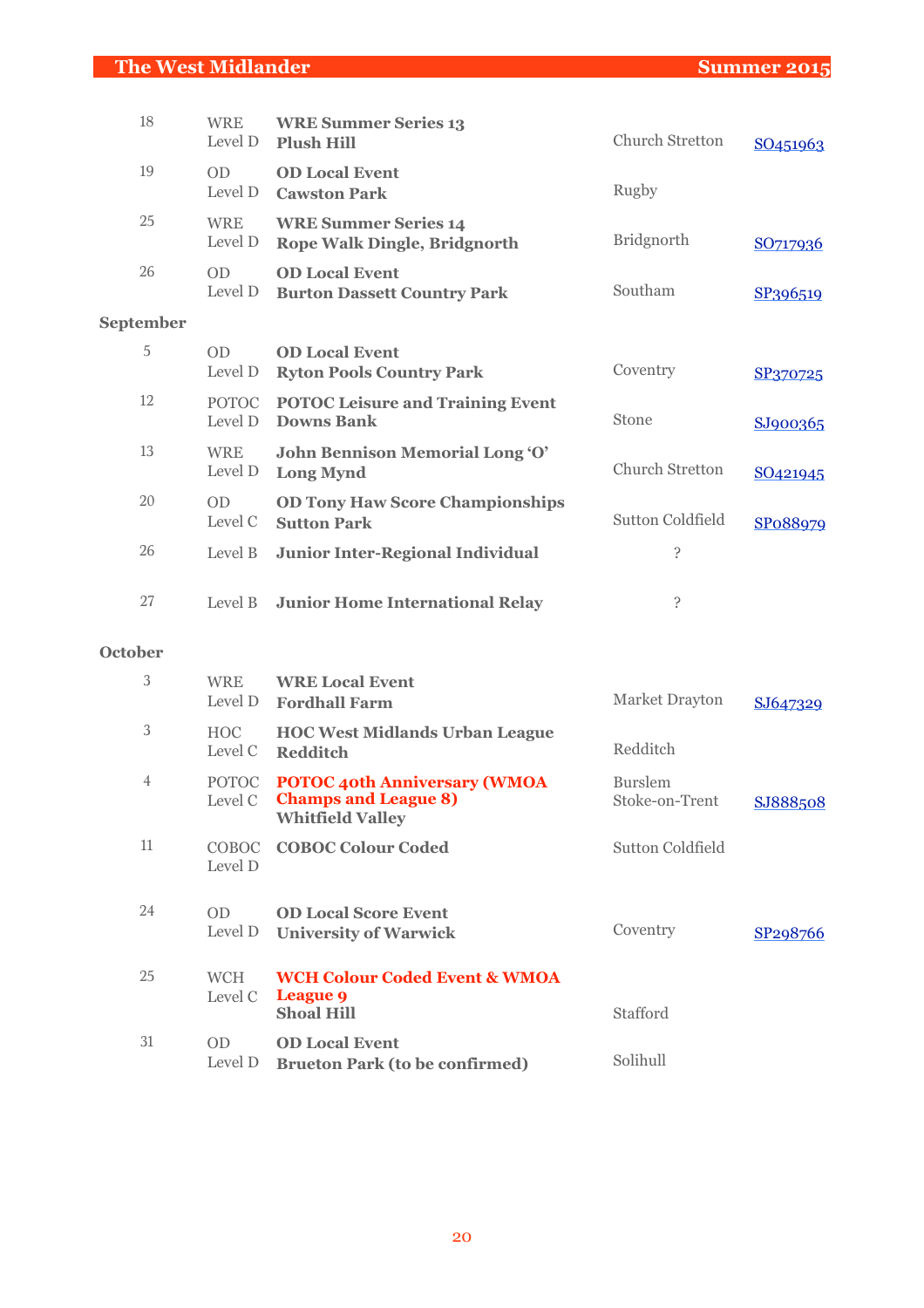| | | | | |
|---|---|---|---|---|
| 18 | WRE Level D | **WRE Summer Series 13** **Plush Hill** | Church Stretton | SO451963 |
| 19 | OD Level D | **OD Local Event** **Cawston Park** | Rugby | |
| 25 | WRE Level D | **WRE Summer Series 14** **Rope Walk Dingle, Bridgnorth** | Bridgnorth | SO717936 |
| 26 | OD Level D | **OD Local Event** **Burton Dassett Country Park** | Southam | SP396519 |
| **September** | | | | |
| 5 | OD Level D | **OD Local Event** **Ryton Pools Country Park** | Coventry | SP370725 |
| 12 | POTOC Level D | **POTOC Leisure and Training Event** **Downs Bank** | Stone | SJ900365 |
| 13 | WRE Level D | **John Bennison Memorial Long 'O'** **Long Mynd** | Church Stretton | SO421945 |
| 20 | OD Level C | **OD Tony Haw Score Championships** **Sutton Park** | Sutton Coldfield | SP088979 |
| 26 | Level B | **Junior Inter-Regional Individual** | ? | |
| 27 | Level B | **Junior Home International Relay** | ? | |
| **October** | | | | |
| 3 | WRE Level D | **WRE Local Event** **Fordhall Farm** | Market Drayton | SJ647329 |
| 3 | HOC Level C | **HOC West Midlands Urban League** **Redditch** | Redditch | |
| 4 | POTOC Level C | **POTOC 40th Anniversary (WMOA Champs and League 8)** **Whitfield Valley** | Burslem Stoke-on-Trent | SJ888508 |
| 11 | COBOC Level D | **COBOC Colour Coded** | Sutton Coldfield | |
| 24 | OD Level D | **OD Local Score Event** **University of Warwick** | Coventry | SP298766 |
| 25 | WCH Level C | **WCH Colour Coded Event & WMOA League 9** **Shoal Hill** | Stafford | |
| 31 | OD Level D | **OD Local Event** **Brueton Park (to be confirmed)** | Solihull | |